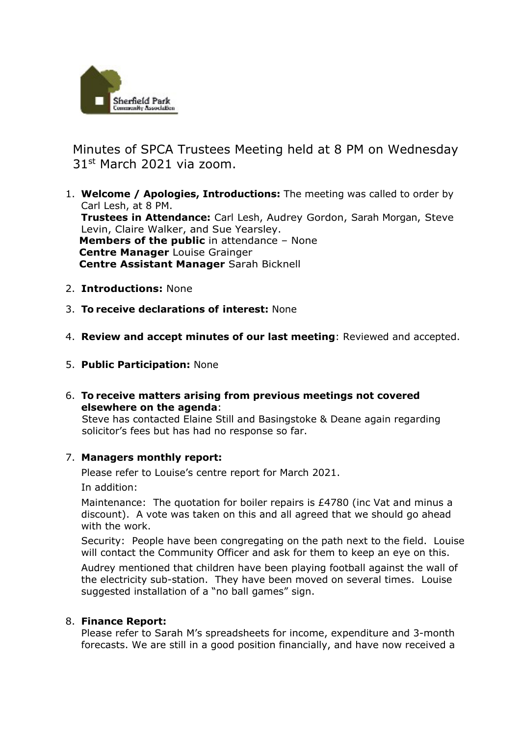Minutes of SPCA Trustees Meeting held at 8 PM on Wednesday 31st March 2021 via zoom.

1. **Welcome / Apologies, Introductions:** The meeting was called to order by Carl Lesh, at 8 PM.
   **Trustees in Attendance:** Carl Lesh, Audrey Gordon, Sarah Morgan, Steve Levin, Claire Walker, and Sue Yearsley.
   **Members of the public** in attendance – None
   **Centre Manager** Louise Grainger
   **Centre Assistant Manager** Sarah Bicknell

2. **Introductions:** None

3. **To receive declarations of interest:** None

4. **Review and accept minutes of our last meeting**: Reviewed and accepted.

5. **Public Participation:** None

6. **To receive matters arising from previous meetings not covered elsewhere on the agenda**:
   Steve has contacted Elaine Still and Basingstoke & Deane again regarding solicitor's fees but has had no response so far.

7. **Managers monthly report:**

   Please refer to Louise's centre report for March 2021.

   In addition:

   Maintenance: The quotation for boiler repairs is £4780 (inc Vat and minus a discount). A vote was taken on this and all agreed that we should go ahead with the work.

   Security: People have been congregating on the path next to the field. Louise will contact the Community Officer and ask for them to keep an eye on this.

   Audrey mentioned that children have been playing football against the wall of the electricity sub-station. They have been moved on several times. Louise suggested installation of a "no ball games" sign.

8. **Finance Report:**
   Please refer to Sarah M's spreadsheets for income, expenditure and 3-month forecasts. We are still in a good position financially, and have now received a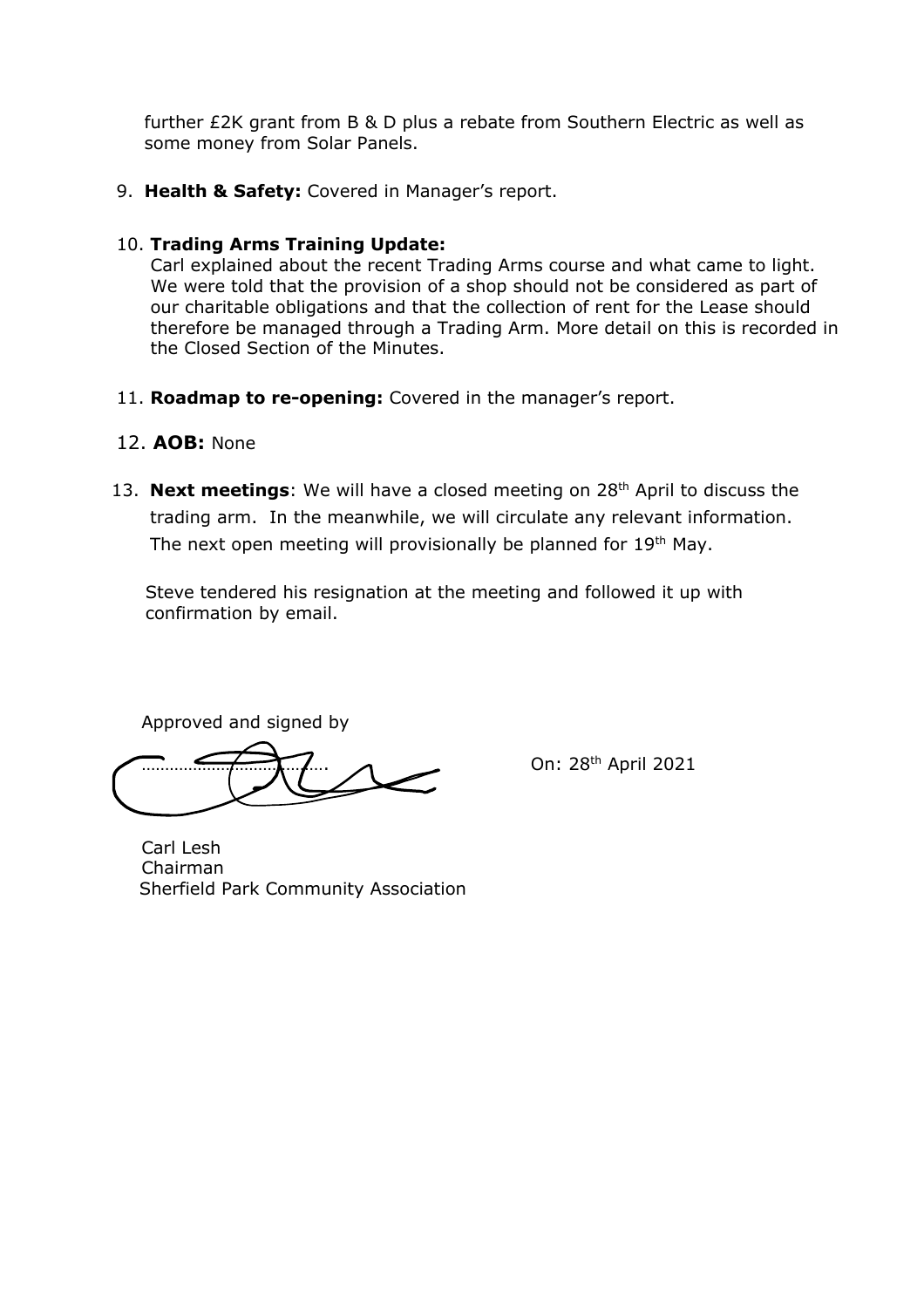further £2K grant from B & D plus a rebate from Southern Electric as well as some money from Solar Panels.

9. **Health & Safety:** Covered in Manager's report.

10. **Trading Arms Training Update:**
    Carl explained about the recent Trading Arms course and what came to light. We were told that the provision of a shop should not be considered as part of our charitable obligations and that the collection of rent for the Lease should therefore be managed through a Trading Arm. More detail on this is recorded in the Closed Section of the Minutes.

11. **Roadmap to re-opening:** Covered in the manager's report.

12. **AOB:** None

13. **Next meetings**: We will have a closed meeting on 28th April to discuss the trading arm. In the meanwhile, we will circulate any relevant information. The next open meeting will provisionally be planned for 19th May.

Steve tendered his resignation at the meeting and followed it up with confirmation by email.

Approved and signed by

……………………………….. On: 28th April 2021

Carl Lesh
Chairman
Sherfield Park Community Association